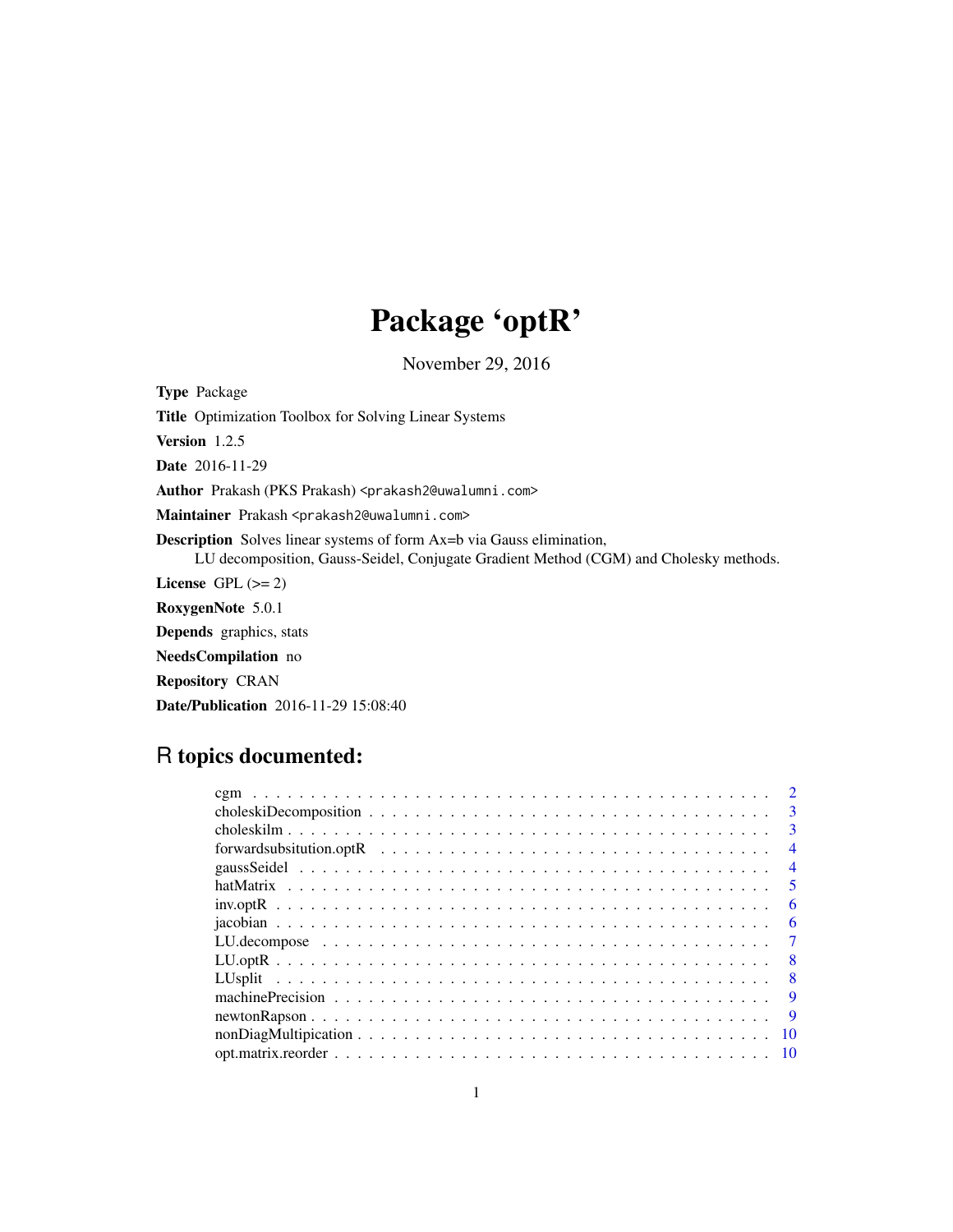# Package 'optR'

November 29, 2016

**Type** Package

**Title** Optimization Toolbox for Solving Linear Systems

**Version** 1.2.5

**Date** 2016-11-29

**Author** Prakash (PKS Prakash) <prakash2@uwalumni.com>

**Maintainer** Prakash <prakash2@uwalumni.com>

**Description** Solves linear systems of form Ax=b via Gauss elimination,
LU decomposition, Gauss-Seidel, Conjugate Gradient Method (CGM) and Cholesky methods.

**License** GPL (>= 2)

**RoxygenNote** 5.0.1

**Depends** graphics, stats

**NeedsCompilation** no

**Repository** CRAN

**Date/Publication** 2016-11-29 15:08:40

## R topics documented:

| | |
|---|---|
| cgm | 2 |
| choleskiDecomposition | 3 |
| choleskilm | 3 |
| forwardsubsitution.optR | 4 |
| gaussSeidel | 4 |
| hatMatrix | 5 |
| inv.optR | 6 |
| jacobian | 6 |
| LU.decompose | 7 |
| LU.optR | 8 |
| LUsplit | 8 |
| machinePrecision | 9 |
| newtonRapson | 9 |
| nonDiagMultipication | 10 |
| opt.matrix.reorder | 10 |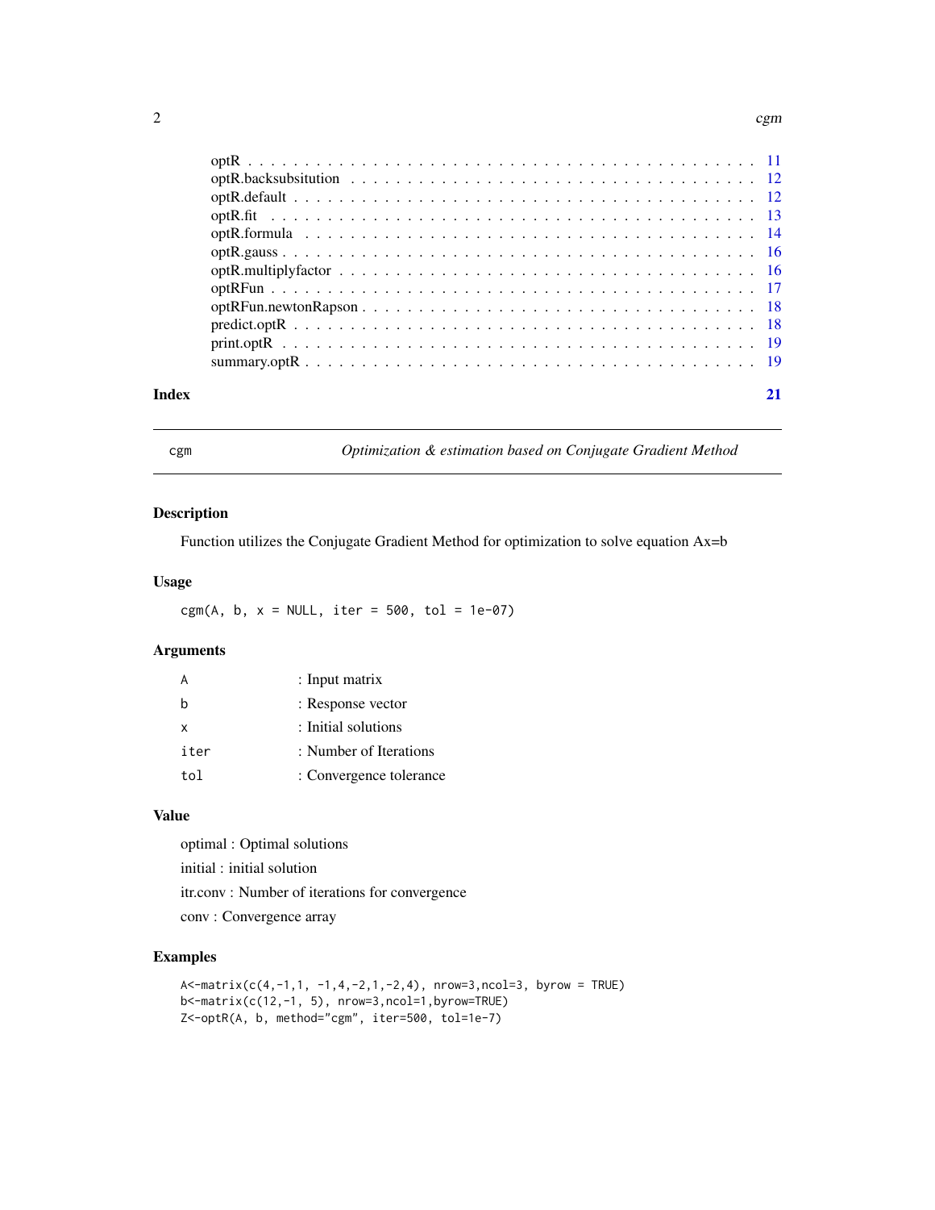optR . . . . . . . . . . . . . . . . . . . . . . . . . . . . . . . . . . . . . . . . . 11
optR.backsubsitution . . . . . . . . . . . . . . . . . . . . . . . . . . . . . . . . . 12
optR.default . . . . . . . . . . . . . . . . . . . . . . . . . . . . . . . . . . . . . 12
optR.fit . . . . . . . . . . . . . . . . . . . . . . . . . . . . . . . . . . . . . . . 13
optR.formula . . . . . . . . . . . . . . . . . . . . . . . . . . . . . . . . . . . . . 14
optR.gauss . . . . . . . . . . . . . . . . . . . . . . . . . . . . . . . . . . . . . . 16
optR.multiplyfactor . . . . . . . . . . . . . . . . . . . . . . . . . . . . . . . . . . 16
optRFun . . . . . . . . . . . . . . . . . . . . . . . . . . . . . . . . . . . . . . . 17
optRFun.newtonRapson . . . . . . . . . . . . . . . . . . . . . . . . . . . . . . . . . 18
predict.optR . . . . . . . . . . . . . . . . . . . . . . . . . . . . . . . . . . . . . 18
print.optR . . . . . . . . . . . . . . . . . . . . . . . . . . . . . . . . . . . . . . 19
summary.optR . . . . . . . . . . . . . . . . . . . . . . . . . . . . . . . . . . . . . 19

**Index** **21**

---

## cgm — *Optimization & estimation based on Conjugate Gradient Method*

### Description

Function utilizes the Conjugate Gradient Method for optimization to solve equation Ax=b

### Usage

```
cgm(A, b, x = NULL, iter = 500, tol = 1e-07)
```

### Arguments

| | |
|---|---|
| A | : Input matrix |
| b | : Response vector |
| x | : Initial solutions |
| iter | : Number of Iterations |
| tol | : Convergence tolerance |

### Value

optimal : Optimal solutions

initial : initial solution

itr.conv : Number of iterations for convergence

conv : Convergence array

### Examples

```
A<-matrix(c(4,-1,1, -1,4,-2,1,-2,4), nrow=3,ncol=3, byrow = TRUE)
b<-matrix(c(12,-1, 5), nrow=3,ncol=1,byrow=TRUE)
Z<-optR(A, b, method="cgm", iter=500, tol=1e-7)
```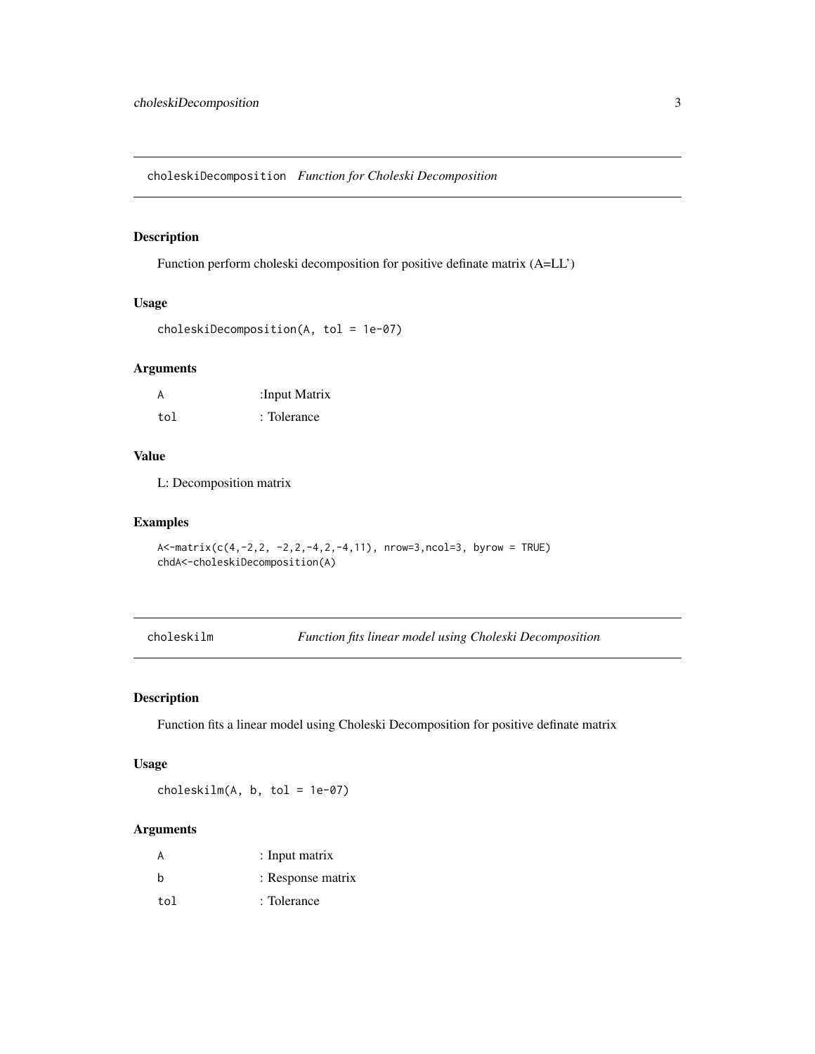## choleskiDecomposition *Function for Choleski Decomposition*

### Description

Function perform choleski decomposition for positive definate matrix (A=LL')

### Usage

```
choleskiDecomposition(A, tol = 1e-07)
```

### Arguments

| | |
|---|---|
| A | :Input Matrix |
| tol | : Tolerance |

### Value

L: Decomposition matrix

### Examples

```
A<-matrix(c(4,-2,2, -2,2,-4,2,-4,11), nrow=3,ncol=3, byrow = TRUE)
chdA<-choleskiDecomposition(A)
```

## choleskilm *Function fits linear model using Choleski Decomposition*

### Description

Function fits a linear model using Choleski Decomposition for positive definate matrix

### Usage

```
choleskilm(A, b, tol = 1e-07)
```

### Arguments

| | |
|---|---|
| A | : Input matrix |
| b | : Response matrix |
| tol | : Tolerance |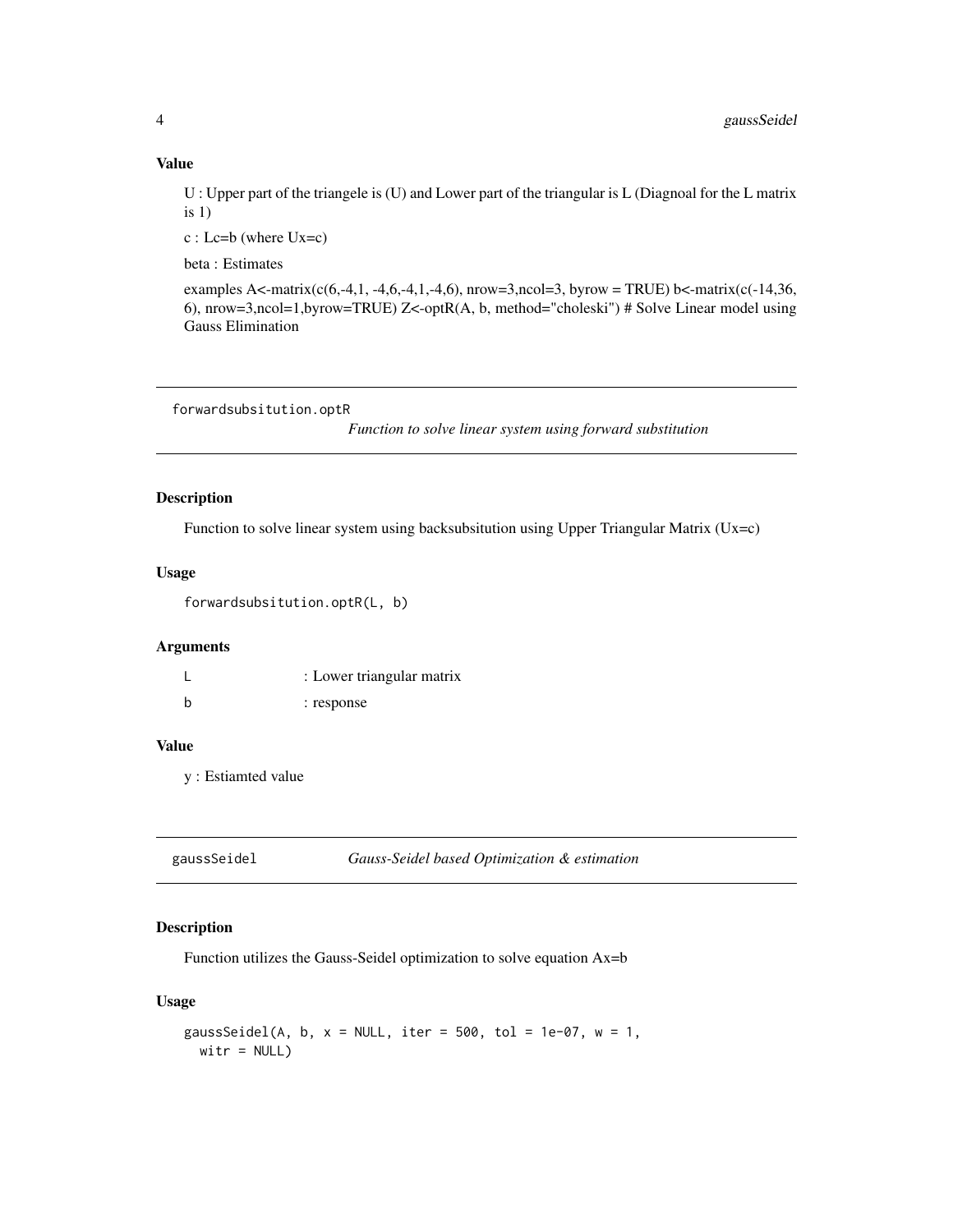### Value

U : Upper part of the triangele is (U) and Lower part of the triangular is L (Diagnoal for the L matrix is 1)

c : Lc=b (where Ux=c)

beta : Estimates

examples A<-matrix(c(6,-4,1, -4,6,-4,1,-4,6), nrow=3,ncol=3, byrow = TRUE) b<-matrix(c(-14,36, 6), nrow=3,ncol=1,byrow=TRUE) Z<-optR(A, b, method="choleski") # Solve Linear model using Gauss Elimination

---

## forwardsubsitution.optR

*Function to solve linear system using forward substitution*

### Description

Function to solve linear system using backsubsitution using Upper Triangular Matrix (Ux=c)

### Usage

```
forwardsubsitution.optR(L, b)
```

### Arguments

| | |
|---|---|
| L | : Lower triangular matrix |
| b | : response |

### Value

y : Estiamted value

---

## gaussSeidel

*Gauss-Seidel based Optimization & estimation*

### Description

Function utilizes the Gauss-Seidel optimization to solve equation Ax=b

### Usage

```
gaussSeidel(A, b, x = NULL, iter = 500, tol = 1e-07, w = 1,
  witr = NULL)
```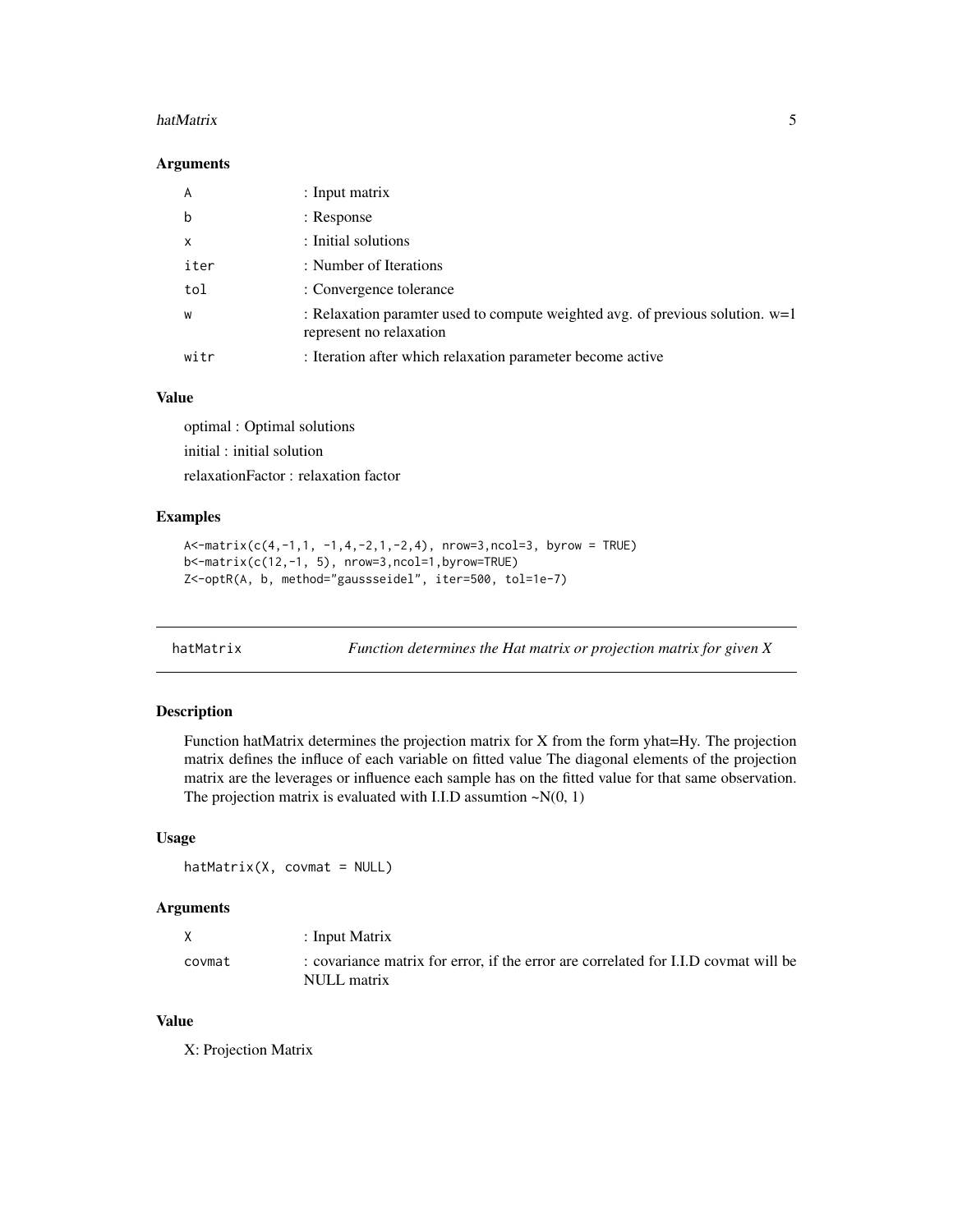### Arguments

| | |
|---|---|
| A | : Input matrix |
| b | : Response |
| x | : Initial solutions |
| iter | : Number of Iterations |
| tol | : Convergence tolerance |
| w | : Relaxation paramter used to compute weighted avg. of previous solution. w=1 represent no relaxation |
| witr | : Iteration after which relaxation parameter become active |

### Value

optimal : Optimal solutions

initial : initial solution

relaxationFactor : relaxation factor

### Examples

```
A<-matrix(c(4,-1,1, -1,4,-2,1,-2,4), nrow=3,ncol=3, byrow = TRUE)
b<-matrix(c(12,-1, 5), nrow=3,ncol=1,byrow=TRUE)
Z<-optR(A, b, method="gaussseidel", iter=500, tol=1e-7)
```

---

## hatMatrix *Function determines the Hat matrix or projection matrix for given X*

---

### Description

Function hatMatrix determines the projection matrix for X from the form yhat=Hy. The projection matrix defines the influce of each variable on fitted value The diagonal elements of the projection matrix are the leverages or influence each sample has on the fitted value for that same observation. The projection matrix is evaluated with I.I.D assumtion ~N(0, 1)

### Usage

```
hatMatrix(X, covmat = NULL)
```

### Arguments

| | |
|---|---|
| X | : Input Matrix |
| covmat | : covariance matrix for error, if the error are correlated for I.I.D covmat will be NULL matrix |

### Value

X: Projection Matrix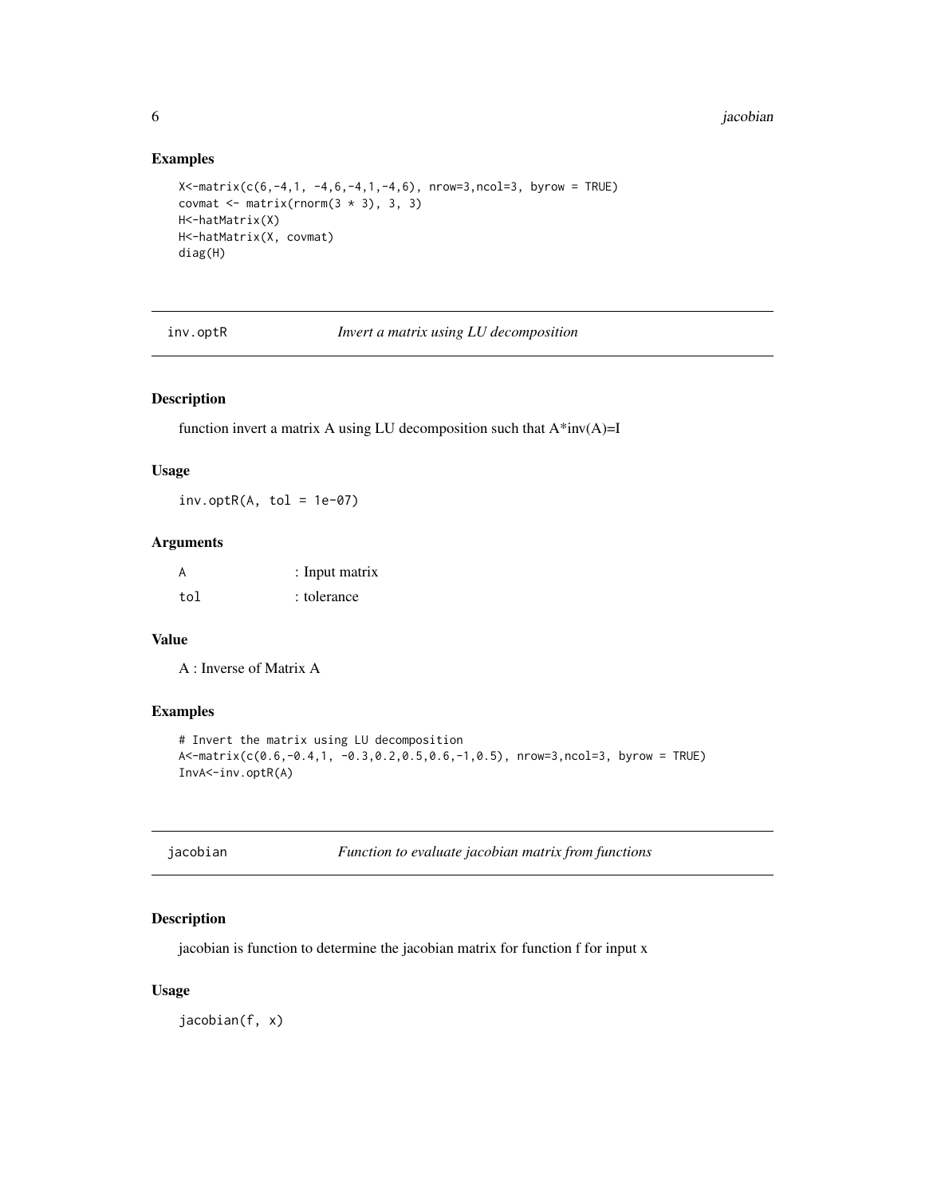### Examples

```
X<-matrix(c(6,-4,1, -4,6,-4,1,-4,6), nrow=3,ncol=3, byrow = TRUE)
covmat <- matrix(rnorm(3 * 3), 3, 3)
H<-hatMatrix(X)
H<-hatMatrix(X, covmat)
diag(H)
```

---

## inv.optR *Invert a matrix using LU decomposition*

### Description

function invert a matrix A using LU decomposition such that A*inv(A)=I

### Usage

```
inv.optR(A, tol = 1e-07)
```

### Arguments

| | |
|---|---|
| A | : Input matrix |
| tol | : tolerance |

### Value

A : Inverse of Matrix A

### Examples

```
# Invert the matrix using LU decomposition
A<-matrix(c(0.6,-0.4,1, -0.3,0.2,0.5,0.6,-1,0.5), nrow=3,ncol=3, byrow = TRUE)
InvA<-inv.optR(A)
```

---

## jacobian *Function to evaluate jacobian matrix from functions*

### Description

jacobian is function to determine the jacobian matrix for function f for input x

### Usage

```
jacobian(f, x)
```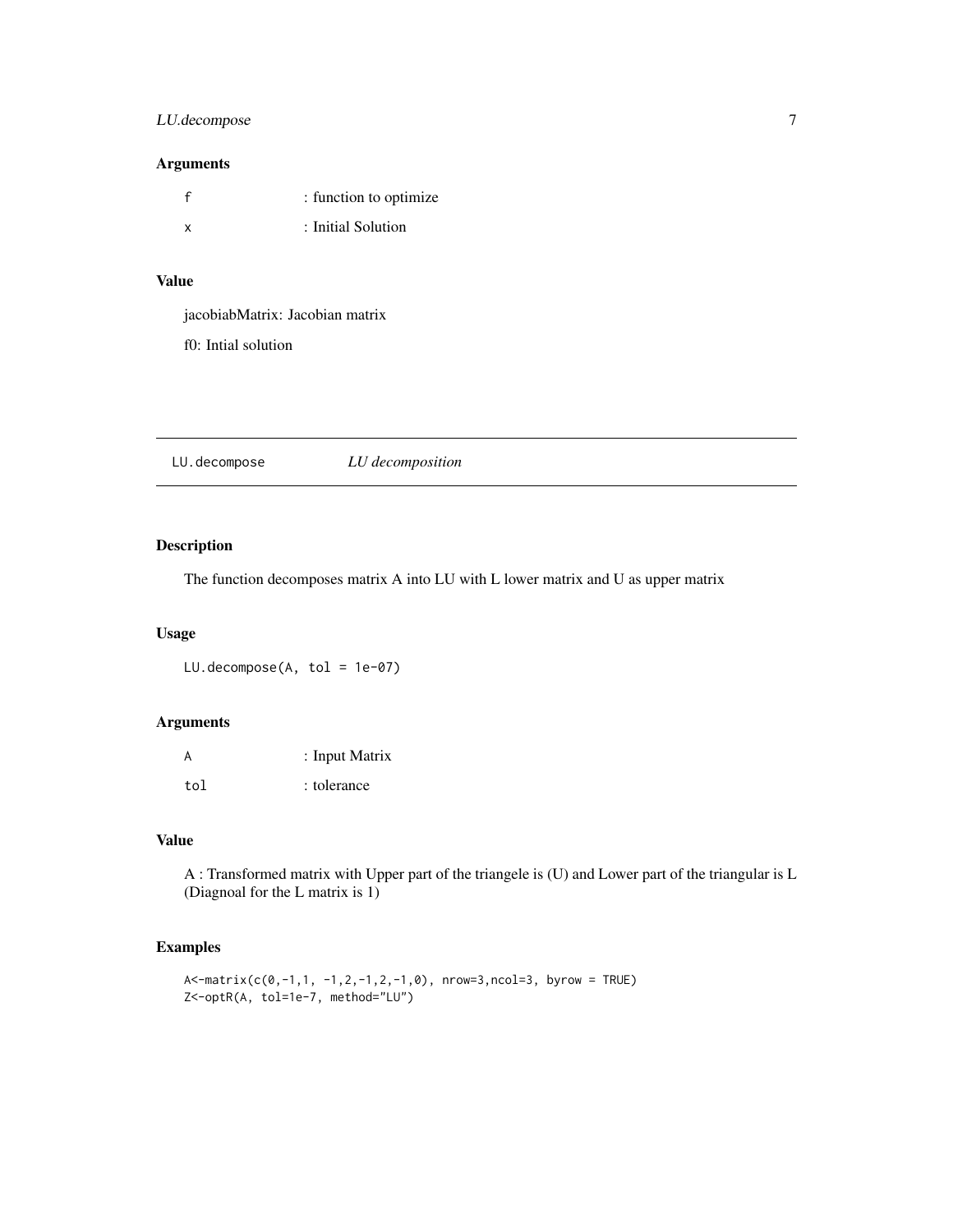### Arguments

| | |
|---|---|
| `f` | : function to optimize |
| `x` | : Initial Solution |

### Value

jacobiabMatrix: Jacobian matrix

f0: Intial solution

---

## LU.decompose &nbsp;&nbsp;&nbsp; *LU decomposition*

---

### Description

The function decomposes matrix A into LU with L lower matrix and U as upper matrix

### Usage

```
LU.decompose(A, tol = 1e-07)
```

### Arguments

| | |
|---|---|
| `A` | : Input Matrix |
| `tol` | : tolerance |

### Value

A : Transformed matrix with Upper part of the triangele is (U) and Lower part of the triangular is L (Diagnoal for the L matrix is 1)

### Examples

```
A<-matrix(c(0,-1,1, -1,2,-1,2,-1,0), nrow=3,ncol=3, byrow = TRUE)
Z<-optR(A, tol=1e-7, method="LU")
```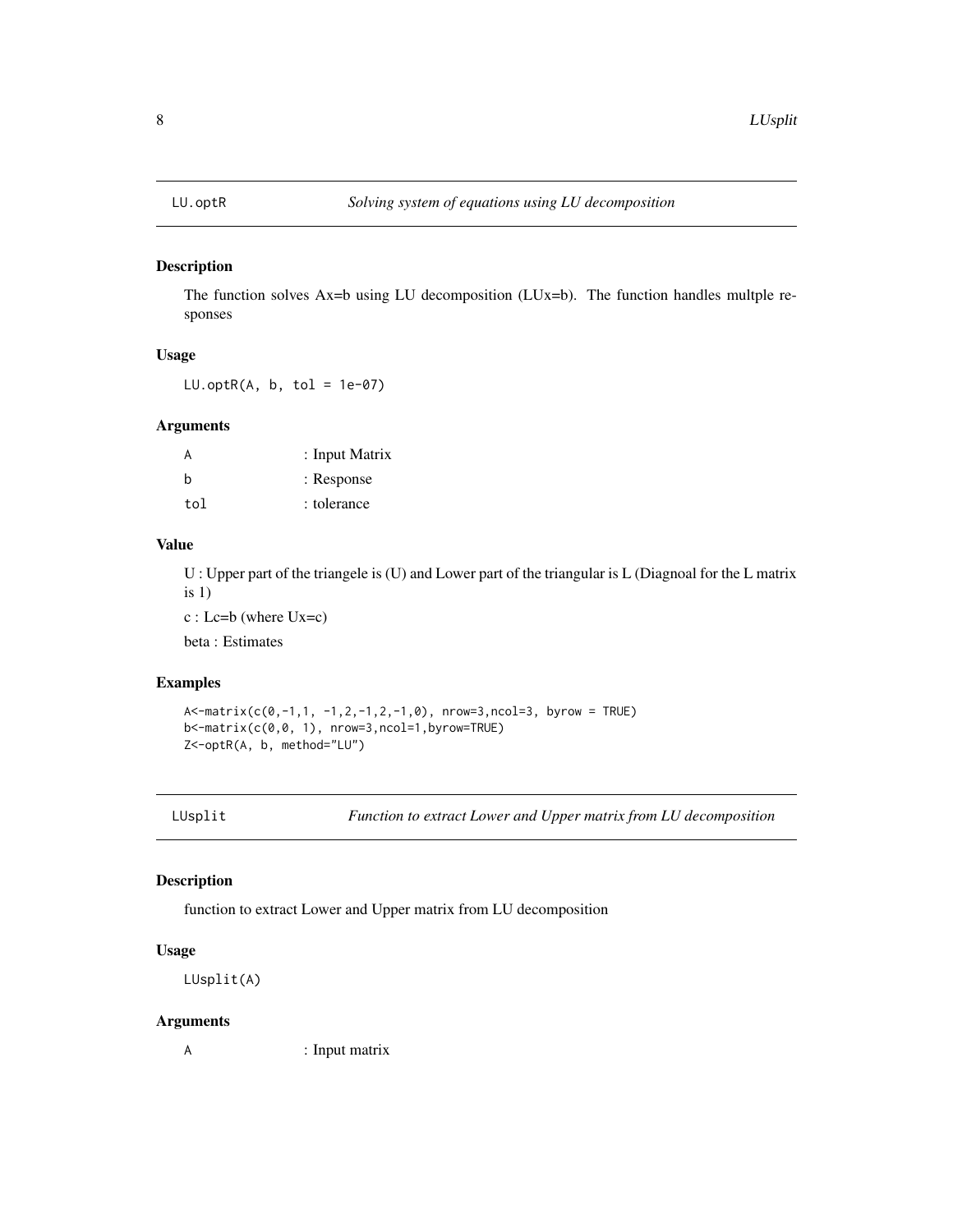## LU.optR — *Solving system of equations using LU decomposition*

### Description

The function solves Ax=b using LU decomposition (LUx=b). The function handles multple responses

### Usage

```
LU.optR(A, b, tol = 1e-07)
```

### Arguments

| | |
|---|---|
| A | : Input Matrix |
| b | : Response |
| tol | : tolerance |

### Value

U : Upper part of the triangele is (U) and Lower part of the triangular is L (Diagnoal for the L matrix is 1)

c : Lc=b (where Ux=c)

beta : Estimates

### Examples

```
A<-matrix(c(0,-1,1, -1,2,-1,2,-1,0), nrow=3,ncol=3, byrow = TRUE)
b<-matrix(c(0,0, 1), nrow=3,ncol=1,byrow=TRUE)
Z<-optR(A, b, method="LU")
```

## LUsplit — *Function to extract Lower and Upper matrix from LU decomposition*

### Description

function to extract Lower and Upper matrix from LU decomposition

### Usage

```
LUsplit(A)
```

### Arguments

| | |
|---|---|
| A | : Input matrix |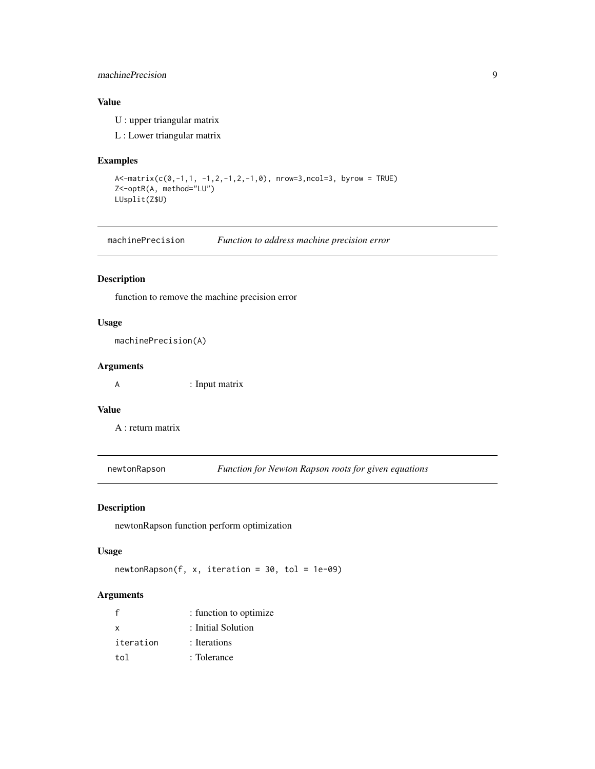### Value

U : upper triangular matrix

L : Lower triangular matrix

### Examples

```
A<-matrix(c(0,-1,1, -1,2,-1,2,-1,0), nrow=3,ncol=3, byrow = TRUE)
Z<-optR(A, method="LU")
LUsplit(Z$U)
```

## machinePrecision — *Function to address machine precision error*

### Description

function to remove the machine precision error

### Usage

```
machinePrecision(A)
```

### Arguments

| | |
|---|---|
| A | : Input matrix |

### Value

A : return matrix

## newtonRapson — *Function for Newton Rapson roots for given equations*

### Description

newtonRapson function perform optimization

### Usage

```
newtonRapson(f, x, iteration = 30, tol = 1e-09)
```

### Arguments

| | |
|---|---|
| f | : function to optimize |
| x | : Initial Solution |
| iteration | : Iterations |
| tol | : Tolerance |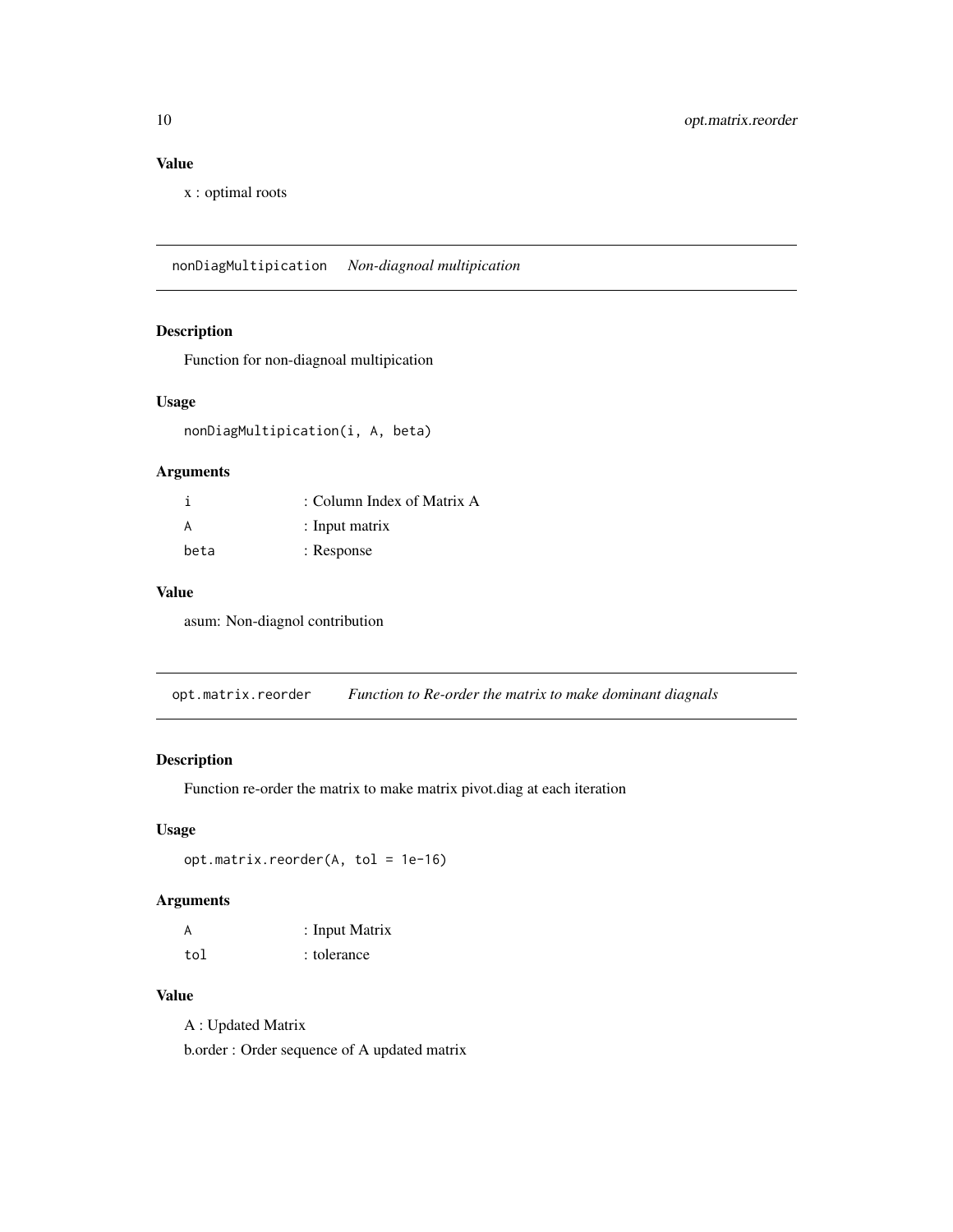### Value

x : optimal roots

## nonDiagMultipication *Non-diagnoal multipication*

### Description

Function for non-diagnoal multipication

### Usage

```
nonDiagMultipication(i, A, beta)
```

### Arguments

| | |
|---|---|
| i | : Column Index of Matrix A |
| A | : Input matrix |
| beta | : Response |

### Value

asum: Non-diagnol contribution

## opt.matrix.reorder *Function to Re-order the matrix to make dominant diagnals*

### Description

Function re-order the matrix to make matrix pivot.diag at each iteration

### Usage

```
opt.matrix.reorder(A, tol = 1e-16)
```

### Arguments

| | |
|---|---|
| A | : Input Matrix |
| tol | : tolerance |

### Value

A : Updated Matrix

b.order : Order sequence of A updated matrix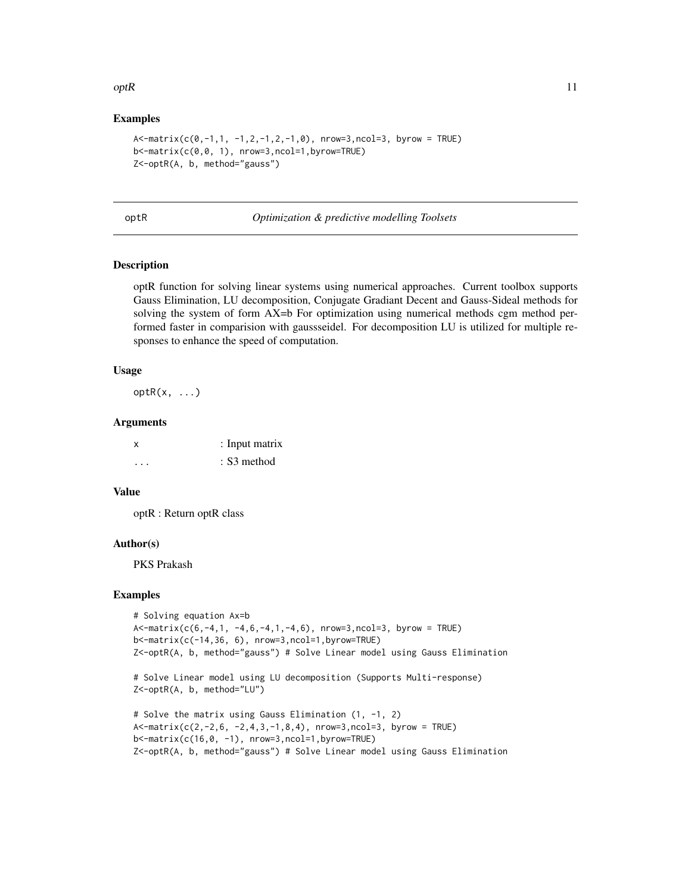### Examples

```
A<-matrix(c(0,-1,1, -1,2,-1,2,-1,0), nrow=3,ncol=3, byrow = TRUE)
b<-matrix(c(0,0, 1), nrow=3,ncol=1,byrow=TRUE)
Z<-optR(A, b, method="gauss")
```

---

## optR — *Optimization & predictive modelling Toolsets*

### Description

optR function for solving linear systems using numerical approaches. Current toolbox supports Gauss Elimination, LU decomposition, Conjugate Gradiant Decent and Gauss-Sideal methods for solving the system of form AX=b For optimization using numerical methods cgm method performed faster in comparision with gausssseidel. For decomposition LU is utilized for multiple responses to enhance the speed of computation.

### Usage

```
optR(x, ...)
```

### Arguments

| | |
|---|---|
| x | : Input matrix |
| ... | : S3 method |

### Value

optR : Return optR class

### Author(s)

PKS Prakash

### Examples

```
# Solving equation Ax=b
A<-matrix(c(6,-4,1, -4,6,-4,1,-4,6), nrow=3,ncol=3, byrow = TRUE)
b<-matrix(c(-14,36, 6), nrow=3,ncol=1,byrow=TRUE)
Z<-optR(A, b, method="gauss") # Solve Linear model using Gauss Elimination

# Solve Linear model using LU decomposition (Supports Multi-response)
Z<-optR(A, b, method="LU")

# Solve the matrix using Gauss Elimination (1, -1, 2)
A<-matrix(c(2,-2,6, -2,4,3,-1,8,4), nrow=3,ncol=3, byrow = TRUE)
b<-matrix(c(16,0, -1), nrow=3,ncol=1,byrow=TRUE)
Z<-optR(A, b, method="gauss") # Solve Linear model using Gauss Elimination
```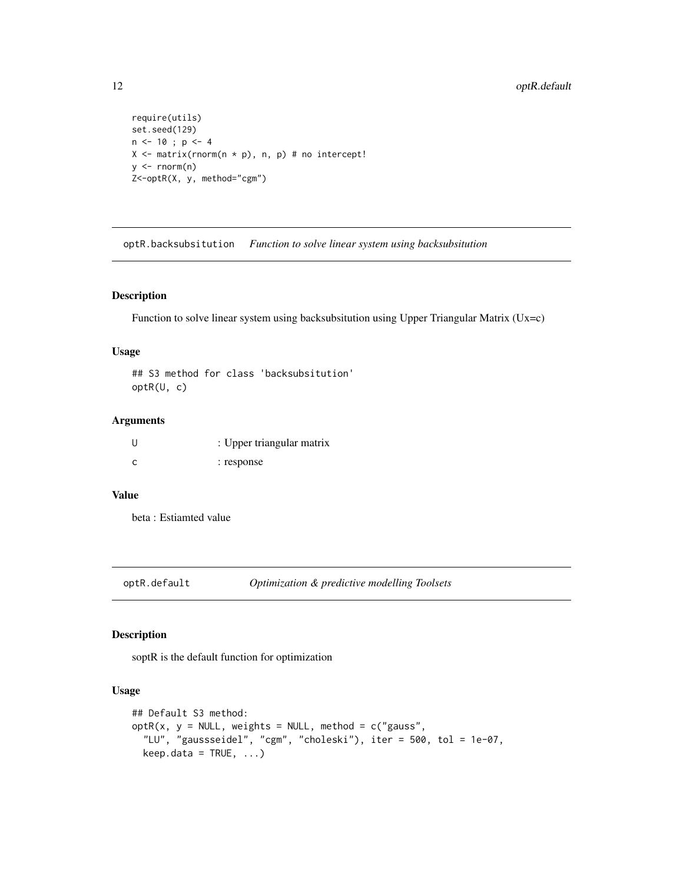```
require(utils)
set.seed(129)
n <- 10 ; p <- 4
X <- matrix(rnorm(n * p), n, p) # no intercept!
y <- rnorm(n)
Z<-optR(X, y, method="cgm")
```

## optR.backsubsitution *Function to solve linear system using backsubsitution*

### Description

Function to solve linear system using backsubsitution using Upper Triangular Matrix (Ux=c)

### Usage

```
## S3 method for class 'backsubsitution'
optR(U, c)
```

### Arguments

| | |
|---|---|
| U | : Upper triangular matrix |
| c | : response |

### Value

beta : Estiamted value

## optR.default *Optimization & predictive modelling Toolsets*

### Description

soptR is the default function for optimization

### Usage

```
## Default S3 method:
optR(x, y = NULL, weights = NULL, method = c("gauss",
  "LU", "gaussseidel", "cgm", "choleski"), iter = 500, tol = 1e-07,
  keep.data = TRUE, ...)
```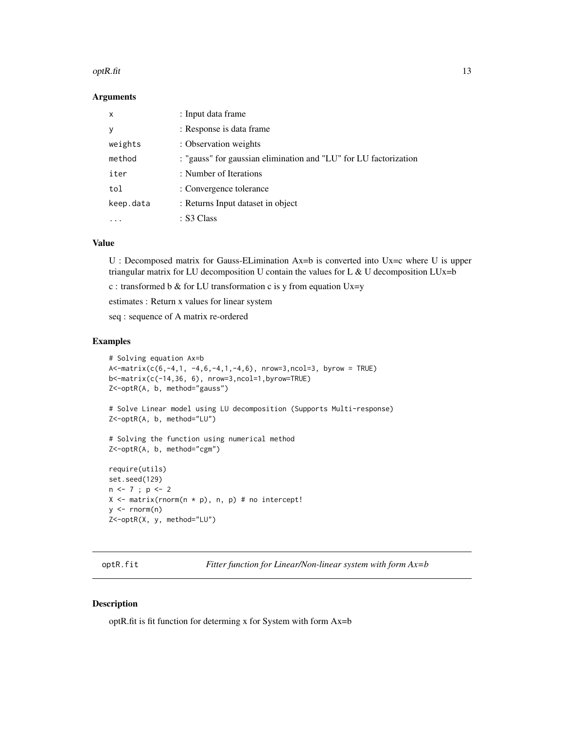### Arguments

| | |
|---|---|
| x | : Input data frame |
| y | : Response is data frame |
| weights | : Observation weights |
| method | : "gauss" for gaussian elimination and "LU" for LU factorization |
| iter | : Number of Iterations |
| tol | : Convergence tolerance |
| keep.data | : Returns Input dataset in object |
| ... | : S3 Class |

### Value

U : Decomposed matrix for Gauss-ELimination Ax=b is converted into Ux=c where U is upper triangular matrix for LU decomposition U contain the values for L & U decomposition LUx=b

c : transformed b & for LU transformation c is y from equation Ux=y

estimates : Return x values for linear system

seq : sequence of A matrix re-ordered

### Examples

```
# Solving equation Ax=b
A<-matrix(c(6,-4,1, -4,6,-4,1,-4,6), nrow=3,ncol=3, byrow = TRUE)
b<-matrix(c(-14,36, 6), nrow=3,ncol=1,byrow=TRUE)
Z<-optR(A, b, method="gauss")

# Solve Linear model using LU decomposition (Supports Multi-response)
Z<-optR(A, b, method="LU")

# Solving the function using numerical method
Z<-optR(A, b, method="cgm")

require(utils)
set.seed(129)
n <- 7 ; p <- 2
X <- matrix(rnorm(n * p), n, p) # no intercept!
y <- rnorm(n)
Z<-optR(X, y, method="LU")
```

---

## optR.fit *Fitter function for Linear/Non-linear system with form Ax=b*

---

### Description

optR.fit is fit function for determing x for System with form Ax=b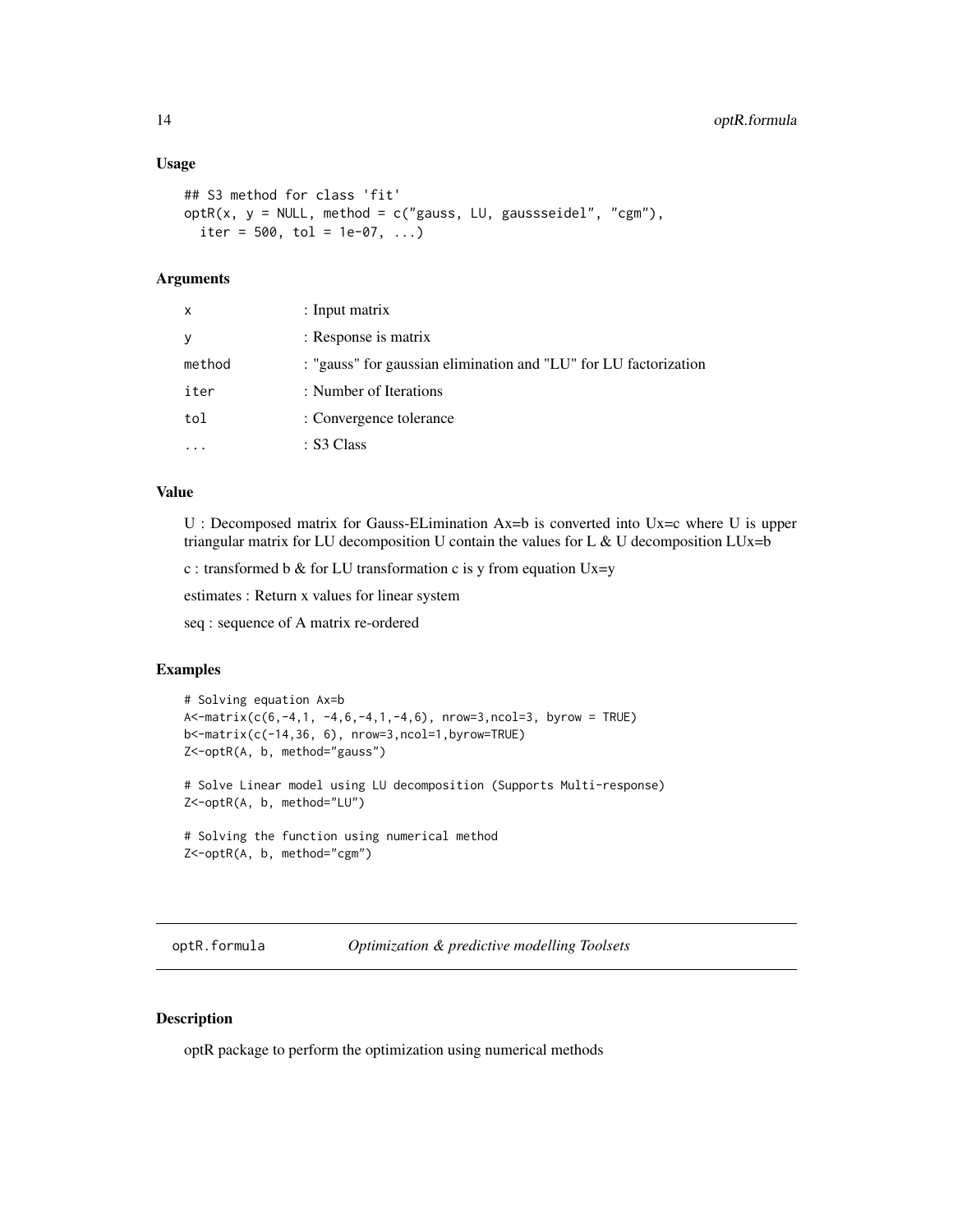## Usage

```
## S3 method for class 'fit'
optR(x, y = NULL, method = c("gauss, LU, gaussseidel", "cgm"),
  iter = 500, tol = 1e-07, ...)
```

## Arguments

| | |
|---|---|
| x | : Input matrix |
| y | : Response is matrix |
| method | : "gauss" for gaussian elimination and "LU" for LU factorization |
| iter | : Number of Iterations |
| tol | : Convergence tolerance |
| ... | : S3 Class |

## Value

U : Decomposed matrix for Gauss-ELimination Ax=b is converted into Ux=c where U is upper triangular matrix for LU decomposition U contain the values for L & U decomposition LUx=b

c : transformed b & for LU transformation c is y from equation Ux=y

estimates : Return x values for linear system

seq : sequence of A matrix re-ordered

## Examples

```
# Solving equation Ax=b
A<-matrix(c(6,-4,1, -4,6,-4,1,-4,6), nrow=3,ncol=3, byrow = TRUE)
b<-matrix(c(-14,36, 6), nrow=3,ncol=1,byrow=TRUE)
Z<-optR(A, b, method="gauss")

# Solve Linear model using LU decomposition (Supports Multi-response)
Z<-optR(A, b, method="LU")

# Solving the function using numerical method
Z<-optR(A, b, method="cgm")
```

---

# optR.formula — *Optimization & predictive modelling Toolsets*

## Description

optR package to perform the optimization using numerical methods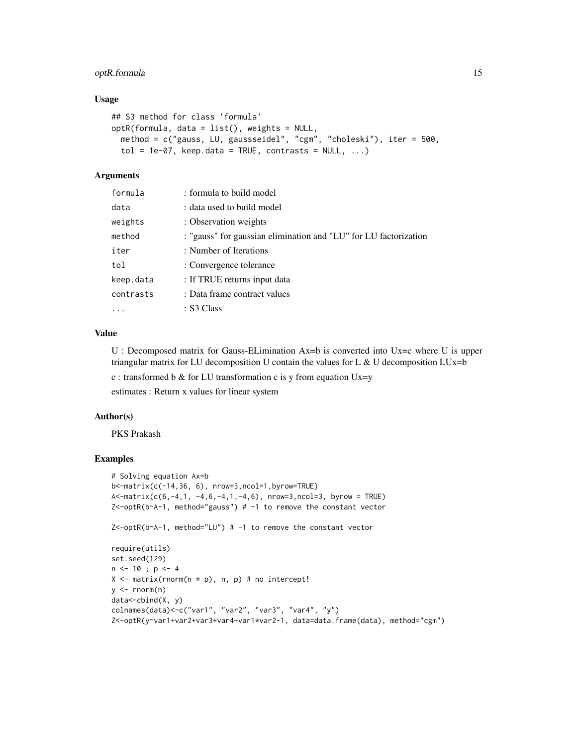### Usage

```
## S3 method for class 'formula'
optR(formula, data = list(), weights = NULL,
  method = c("gauss, LU, gaussseidel", "cgm", "choleski"), iter = 500,
  tol = 1e-07, keep.data = TRUE, contrasts = NULL, ...)
```

### Arguments

| | |
|---|---|
| formula | : formula to build model |
| data | : data used to build model |
| weights | : Observation weights |
| method | : "gauss" for gaussian elimination and "LU" for LU factorization |
| iter | : Number of Iterations |
| tol | : Convergence tolerance |
| keep.data | : If TRUE returns input data |
| contrasts | : Data frame contract values |
| ... | : S3 Class |

### Value

U : Decomposed matrix for Gauss-ELimination Ax=b is converted into Ux=c where U is upper triangular matrix for LU decomposition U contain the values for L & U decomposition LUx=b

c : transformed b & for LU transformation c is y from equation Ux=y

estimates : Return x values for linear system

### Author(s)

PKS Prakash

### Examples

```
# Solving equation Ax=b
b<-matrix(c(-14,36, 6), nrow=3,ncol=1,byrow=TRUE)
A<-matrix(c(6,-4,1, -4,6,-4,1,-4,6), nrow=3,ncol=3, byrow = TRUE)
Z<-optR(b~A-1, method="gauss") # -1 to remove the constant vector

Z<-optR(b~A-1, method="LU") # -1 to remove the constant vector

require(utils)
set.seed(129)
n <- 10 ; p <- 4
X <- matrix(rnorm(n * p), n, p) # no intercept!
y <- rnorm(n)
data<-cbind(X, y)
colnames(data)<-c("var1", "var2", "var3", "var4", "y")
Z<-optR(y~var1+var2+var3+var4+var1*var2-1, data=data.frame(data), method="cgm")
```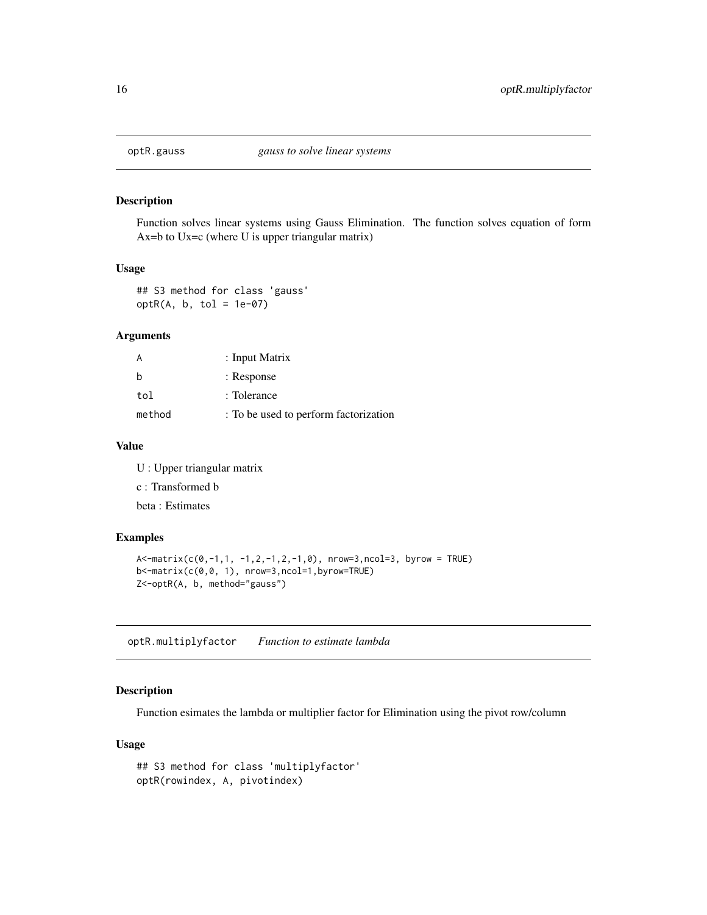## optR.gauss *gauss to solve linear systems*

### Description

Function solves linear systems using Gauss Elimination. The function solves equation of form Ax=b to Ux=c (where U is upper triangular matrix)

### Usage

```
## S3 method for class 'gauss'
optR(A, b, tol = 1e-07)
```

### Arguments

| | |
|---|---|
| A | : Input Matrix |
| b | : Response |
| tol | : Tolerance |
| method | : To be used to perform factorization |

### Value

U : Upper triangular matrix

c : Transformed b

beta : Estimates

### Examples

```
A<-matrix(c(0,-1,1, -1,2,-1,2,-1,0), nrow=3,ncol=3, byrow = TRUE)
b<-matrix(c(0,0, 1), nrow=3,ncol=1,byrow=TRUE)
Z<-optR(A, b, method="gauss")
```

## optR.multiplyfactor *Function to estimate lambda*

### Description

Function esimates the lambda or multiplier factor for Elimination using the pivot row/column

### Usage

```
## S3 method for class 'multiplyfactor'
optR(rowindex, A, pivotindex)
```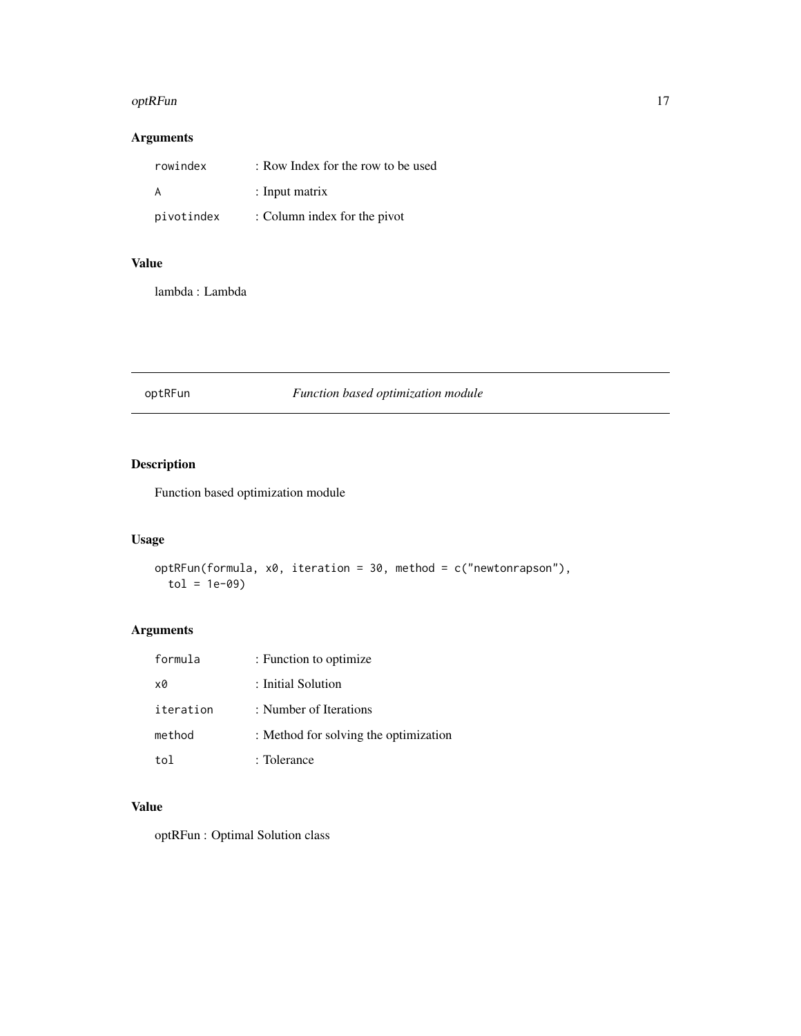## Arguments

| | |
|---|---|
| `rowindex` | : Row Index for the row to be used |
| `A` | : Input matrix |
| `pivotindex` | : Column index for the pivot |

## Value

lambda : Lambda

---

# optRFun — *Function based optimization module*

## Description

Function based optimization module

## Usage

```
optRFun(formula, x0, iteration = 30, method = c("newtonrapson"),
  tol = 1e-09)
```

## Arguments

| | |
|---|---|
| `formula` | : Function to optimize |
| `x0` | : Initial Solution |
| `iteration` | : Number of Iterations |
| `method` | : Method for solving the optimization |
| `tol` | : Tolerance |

## Value

optRFun : Optimal Solution class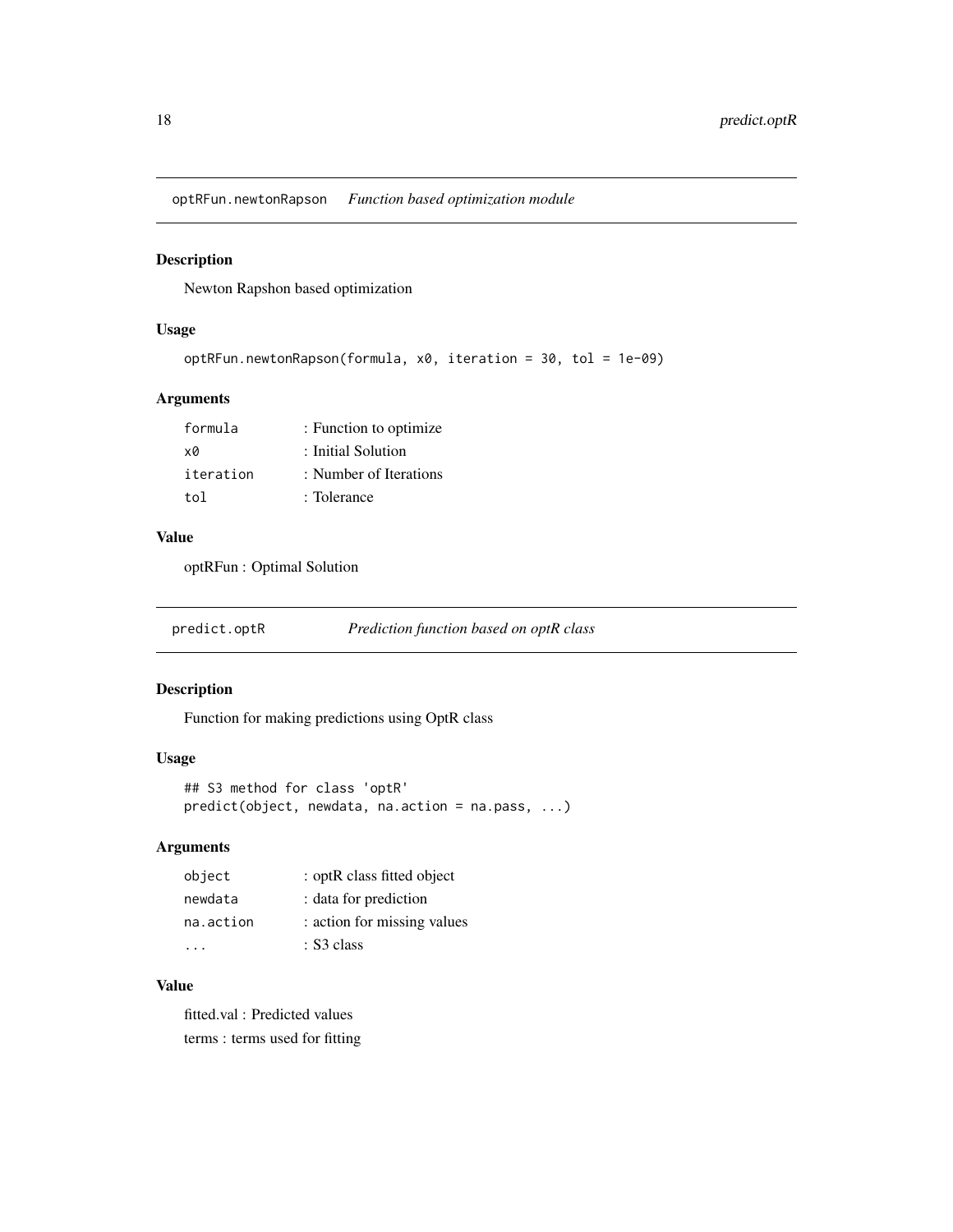## optRFun.newtonRapson *Function based optimization module*

### Description

Newton Rapshon based optimization

### Usage

```
optRFun.newtonRapson(formula, x0, iteration = 30, tol = 1e-09)
```

### Arguments

| | |
|---|---|
| `formula` | : Function to optimize |
| `x0` | : Initial Solution |
| `iteration` | : Number of Iterations |
| `tol` | : Tolerance |

### Value

optRFun : Optimal Solution

## predict.optR *Prediction function based on optR class*

### Description

Function for making predictions using OptR class

### Usage

```
## S3 method for class 'optR'
predict(object, newdata, na.action = na.pass, ...)
```

### Arguments

| | |
|---|---|
| `object` | : optR class fitted object |
| `newdata` | : data for prediction |
| `na.action` | : action for missing values |
| `...` | : S3 class |

### Value

fitted.val : Predicted values

terms : terms used for fitting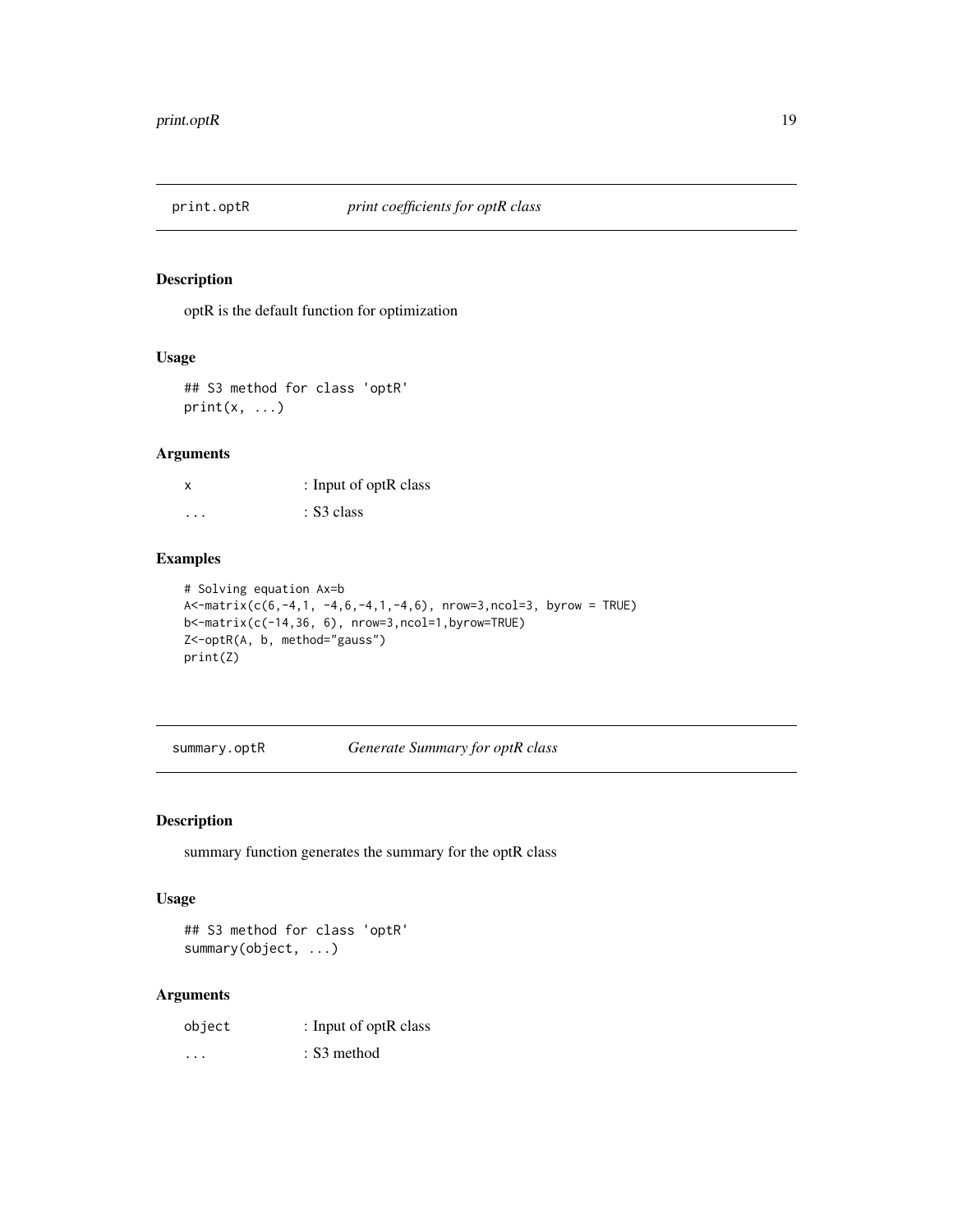## print.optR — *print coefficients for optR class*

### Description

optR is the default function for optimization

### Usage

```
## S3 method for class 'optR'
print(x, ...)
```

### Arguments

| | |
|---|---|
| x | : Input of optR class |
| ... | : S3 class |

### Examples

```
# Solving equation Ax=b
A<-matrix(c(6,-4,1, -4,6,-4,1,-4,6), nrow=3,ncol=3, byrow = TRUE)
b<-matrix(c(-14,36, 6), nrow=3,ncol=1,byrow=TRUE)
Z<-optR(A, b, method="gauss")
print(Z)
```

## summary.optR — *Generate Summary for optR class*

### Description

summary function generates the summary for the optR class

### Usage

```
## S3 method for class 'optR'
summary(object, ...)
```

### Arguments

| | |
|---|---|
| object | : Input of optR class |
| ... | : S3 method |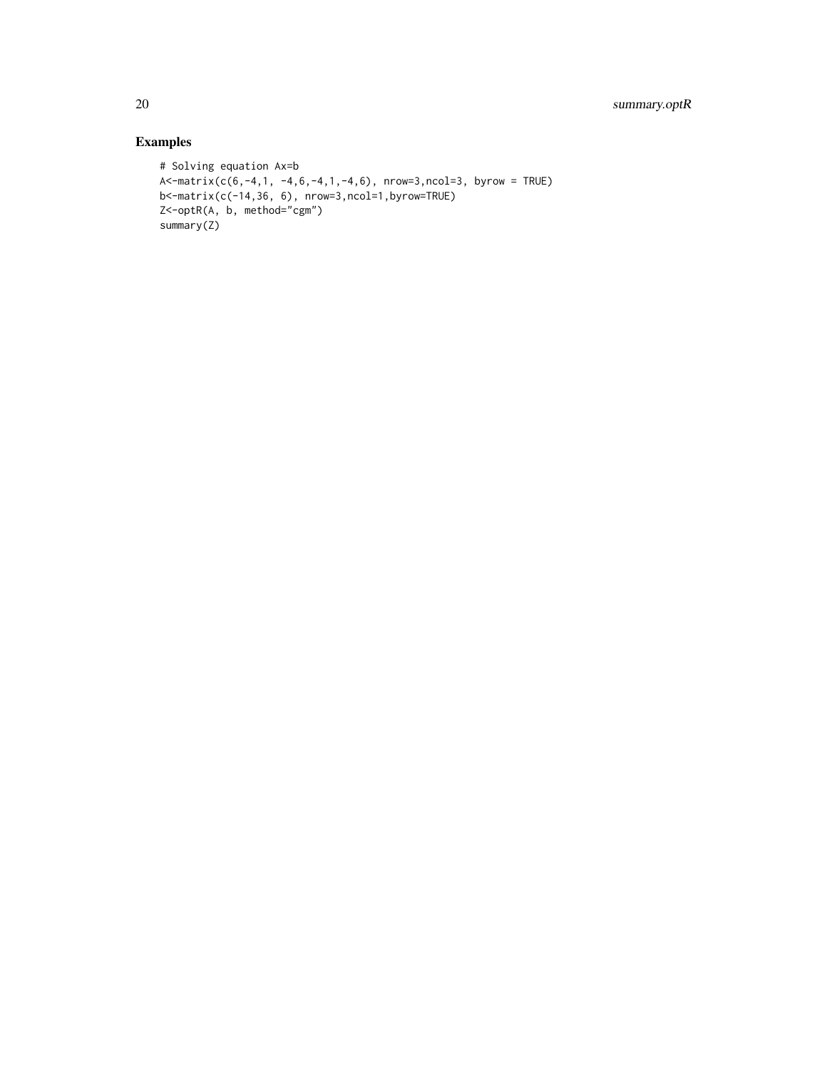## Examples

```
# Solving equation Ax=b
A<-matrix(c(6,-4,1, -4,6,-4,1,-4,6), nrow=3,ncol=3, byrow = TRUE)
b<-matrix(c(-14,36, 6), nrow=3,ncol=1,byrow=TRUE)
Z<-optR(A, b, method="cgm")
summary(Z)
```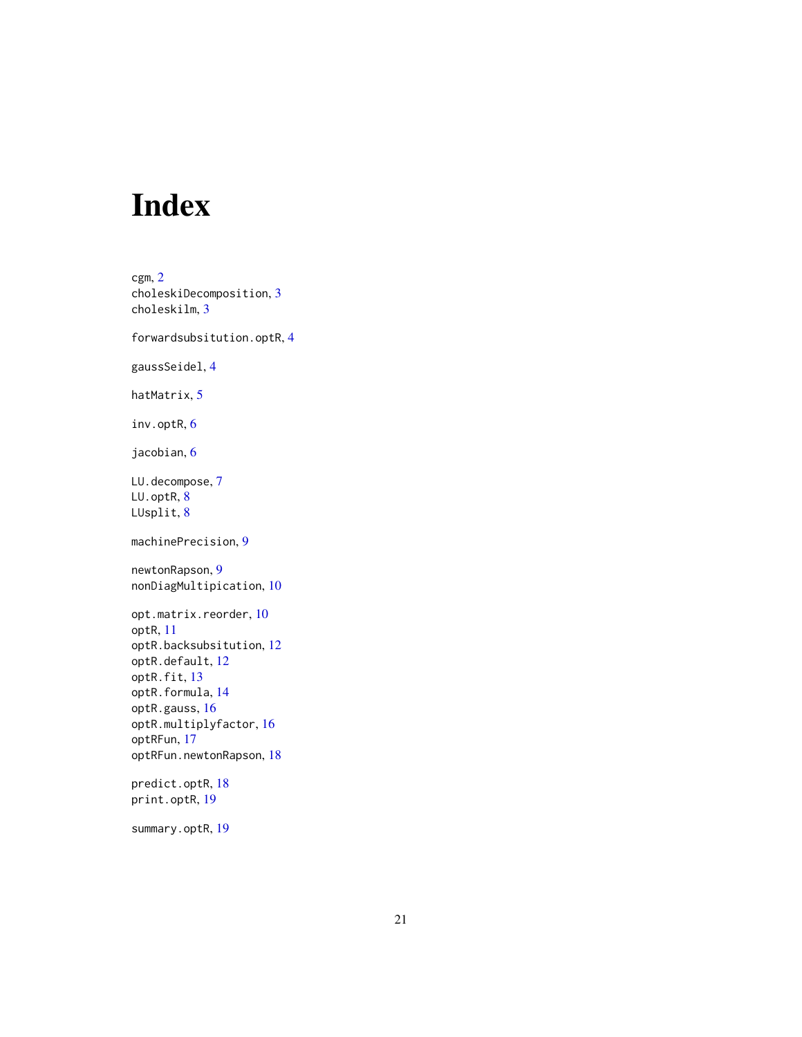# Index

cgm, 2
choleskiDecomposition, 3
choleskilm, 3

forwardsubsitution.optR, 4

gaussSeidel, 4

hatMatrix, 5

inv.optR, 6

jacobian, 6

LU.decompose, 7
LU.optR, 8
LUsplit, 8

machinePrecision, 9

newtonRapson, 9
nonDiagMultipication, 10

opt.matrix.reorder, 10
optR, 11
optR.backsubsitution, 12
optR.default, 12
optR.fit, 13
optR.formula, 14
optR.gauss, 16
optR.multiplyfactor, 16
optRFun, 17
optRFun.newtonRapson, 18

predict.optR, 18
print.optR, 19

summary.optR, 19